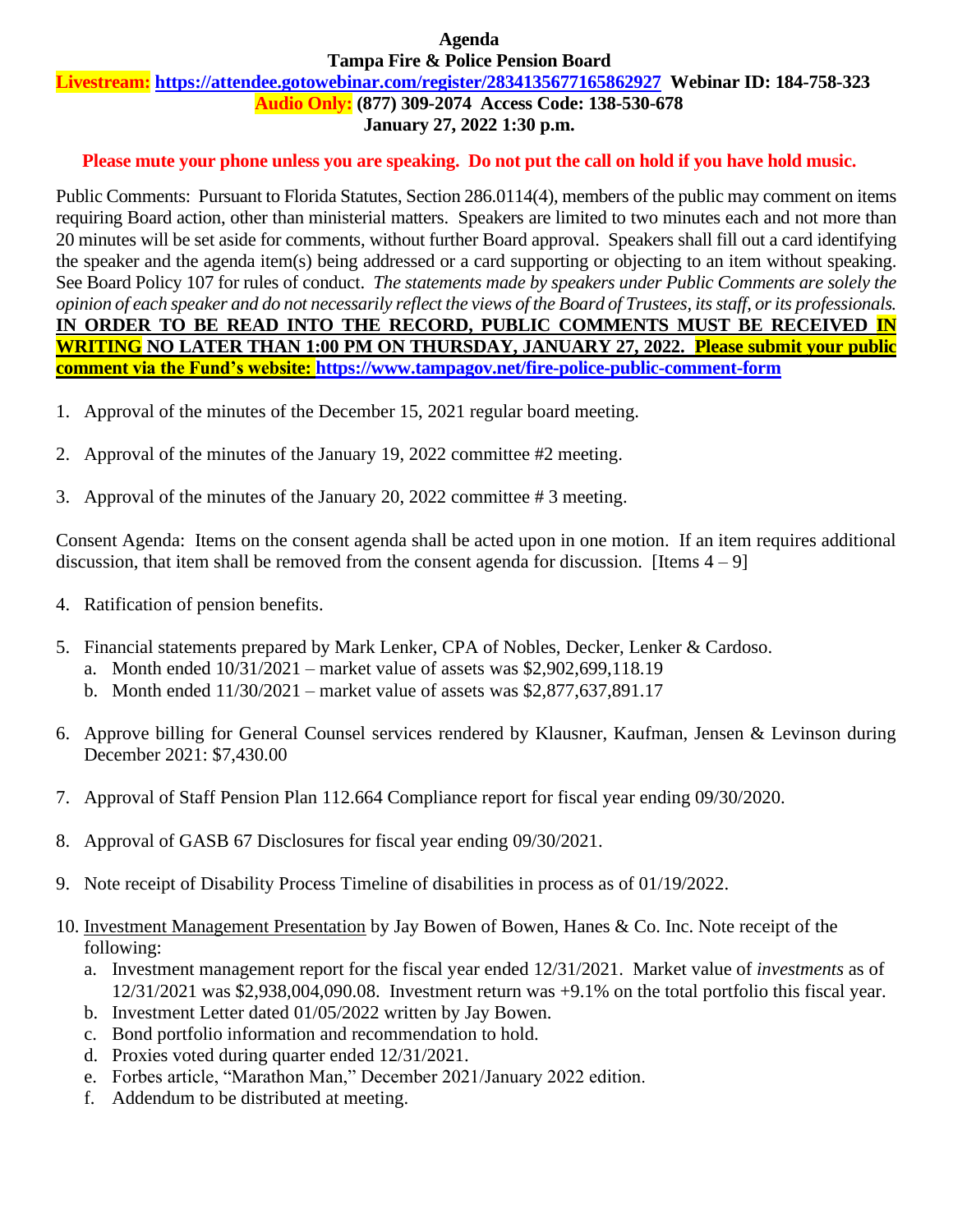**Agenda**

**Tampa Fire & Police Pension Board**

**Livestream: https://attendee.gotowebinar.com/register/2834135677165862927 Webinar ID: 184-758-323**

**Audio Only: (877) 309-2074 Access Code: 138-530-678**

**January 27, 2022 1:30 p.m.**

**Please mute your phone unless you are speaking. Do not put the call on hold if you have hold music.**

Public Comments: Pursuant to Florida Statutes, Section 286.0114(4), members of the public may comment on items requiring Board action, other than ministerial matters. Speakers are limited to two minutes each and not more than 20 minutes will be set aside for comments, without further Board approval. Speakers shall fill out a card identifying the speaker and the agenda item(s) being addressed or a card supporting or objecting to an item without speaking. See Board Policy 107 for rules of conduct. *The statements made by speakers under Public Comments are solely the opinion of each speaker and do not necessarily reflect the views of the Board of Trustees, its staff, or its professionals.* **IN ORDER TO BE READ INTO THE RECORD, PUBLIC COMMENTS MUST BE RECEIVED IN WRITING NO LATER THAN 1:00 PM ON THURSDAY, JANUARY 27, 2022. Please submit your public comment via the Fund's website: https://www.tampagov.net/fire-police-public-comment-form**

1. Approval of the minutes of the December 15, 2021 regular board meeting.

2. Approval of the minutes of the January 19, 2022 committee #2 meeting.

3. Approval of the minutes of the January 20, 2022 committee # 3 meeting.

Consent Agenda: Items on the consent agenda shall be acted upon in one motion. If an item requires additional discussion, that item shall be removed from the consent agenda for discussion. [Items 4 – 9]

4. Ratification of pension benefits.

5. Financial statements prepared by Mark Lenker, CPA of Nobles, Decker, Lenker & Cardoso.
   a. Month ended 10/31/2021 – market value of assets was $2,902,699,118.19
   b. Month ended 11/30/2021 – market value of assets was $2,877,637,891.17

6. Approve billing for General Counsel services rendered by Klausner, Kaufman, Jensen & Levinson during December 2021: $7,430.00

7. Approval of Staff Pension Plan 112.664 Compliance report for fiscal year ending 09/30/2020.

8. Approval of GASB 67 Disclosures for fiscal year ending 09/30/2021.

9. Note receipt of Disability Process Timeline of disabilities in process as of 01/19/2022.

10. Investment Management Presentation by Jay Bowen of Bowen, Hanes & Co. Inc. Note receipt of the following:
    a. Investment management report for the fiscal year ended 12/31/2021. Market value of *investments* as of 12/31/2021 was $2,938,004,090.08. Investment return was +9.1% on the total portfolio this fiscal year.
    b. Investment Letter dated 01/05/2022 written by Jay Bowen.
    c. Bond portfolio information and recommendation to hold.
    d. Proxies voted during quarter ended 12/31/2021.
    e. Forbes article, "Marathon Man," December 2021/January 2022 edition.
    f. Addendum to be distributed at meeting.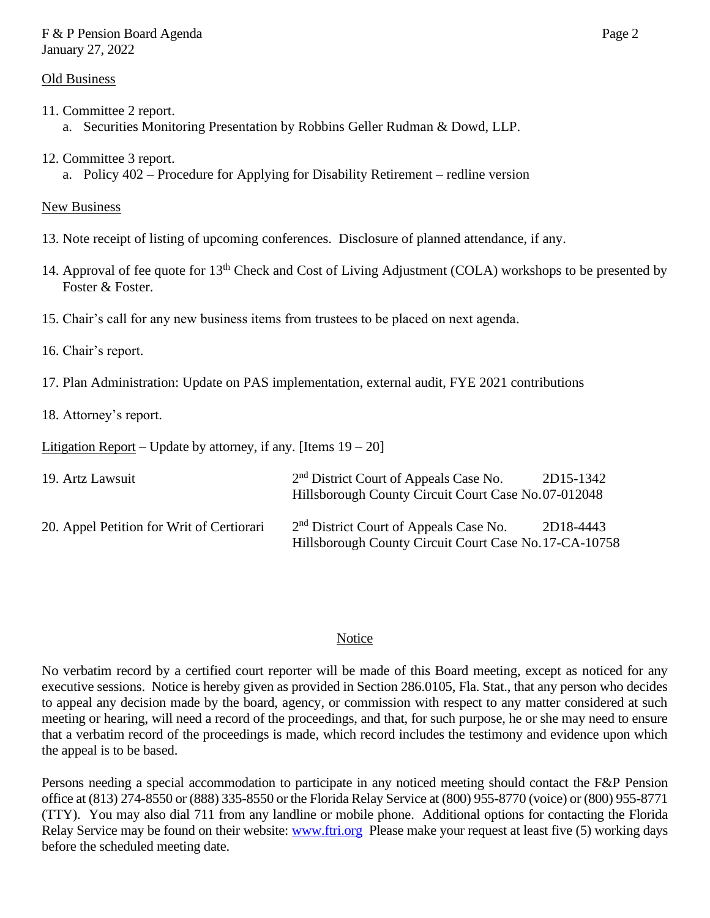## Old Business

11. Committee 2 report.
    a. Securities Monitoring Presentation by Robbins Geller Rudman & Dowd, LLP.

12. Committee 3 report.
    a. Policy 402 – Procedure for Applying for Disability Retirement – redline version

## New Business

13. Note receipt of listing of upcoming conferences. Disclosure of planned attendance, if any.

14. Approval of fee quote for 13th Check and Cost of Living Adjustment (COLA) workshops to be presented by Foster & Foster.

15. Chair's call for any new business items from trustees to be placed on next agenda.

16. Chair's report.

17. Plan Administration: Update on PAS implementation, external audit, FYE 2021 contributions

18. Attorney's report.

Litigation Report – Update by attorney, if any. [Items 19 – 20]

| | | |
|---|---|---|
| 19. Artz Lawsuit | 2nd District Court of Appeals Case No. | 2D15-1342 |
| | Hillsborough County Circuit Court Case No. | 07-012048 |
| 20. Appel Petition for Writ of Certiorari | 2nd District Court of Appeals Case No. | 2D18-4443 |
| | Hillsborough County Circuit Court Case No. | 17-CA-10758 |

## Notice

No verbatim record by a certified court reporter will be made of this Board meeting, except as noticed for any executive sessions. Notice is hereby given as provided in Section 286.0105, Fla. Stat., that any person who decides to appeal any decision made by the board, agency, or commission with respect to any matter considered at such meeting or hearing, will need a record of the proceedings, and that, for such purpose, he or she may need to ensure that a verbatim record of the proceedings is made, which record includes the testimony and evidence upon which the appeal is to be based.

Persons needing a special accommodation to participate in any noticed meeting should contact the F&P Pension office at (813) 274-8550 or (888) 335-8550 or the Florida Relay Service at (800) 955-8770 (voice) or (800) 955-8771 (TTY). You may also dial 711 from any landline or mobile phone. Additional options for contacting the Florida Relay Service may be found on their website: www.ftri.org Please make your request at least five (5) working days before the scheduled meeting date.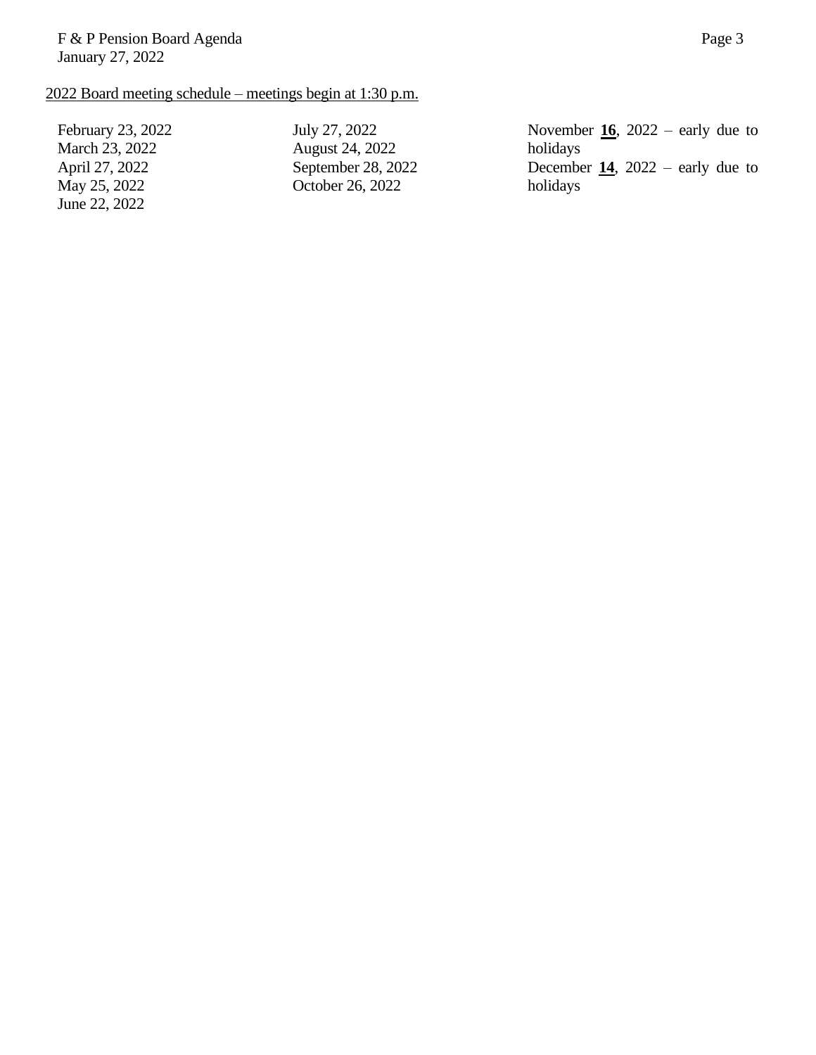2022 Board meeting schedule – meetings begin at 1:30 p.m.

February 23, 2022
March 23, 2022
April 27, 2022
May 25, 2022
June 22, 2022

July 27, 2022
August 24, 2022
September 28, 2022
October 26, 2022

November **16**, 2022 – early due to holidays
December **14**, 2022 – early due to holidays